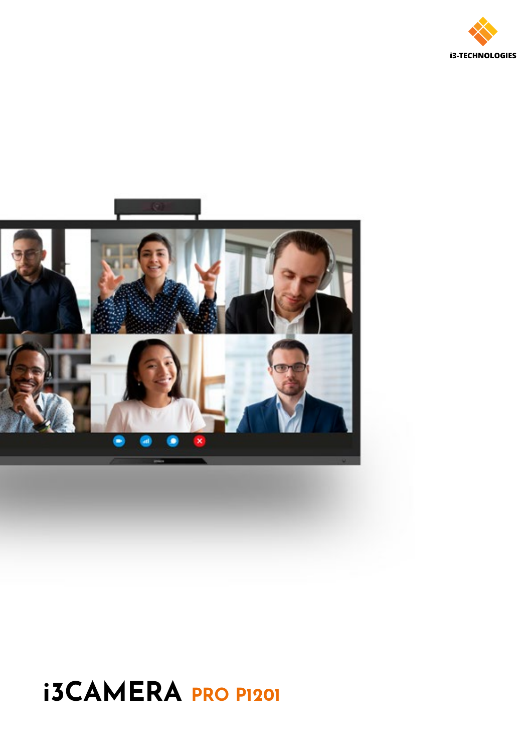i3-TECHNOLOGIES

# i3CAMERA PRO P1201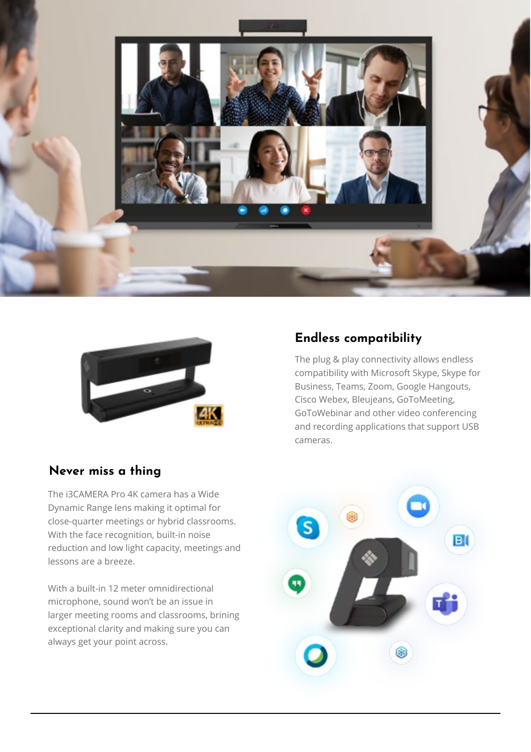## Endless compatibility

The plug & play connectivity allows endless compatibility with Microsoft Skype, Skype for Business, Teams, Zoom, Google Hangouts, Cisco Webex, Bleujeans, GoToMeeting, GoToWebinar and other video conferencing and recording applications that support USB cameras.

## Never miss a thing

The i3CAMERA Pro 4K camera has a Wide Dynamic Range lens making it optimal for close-quarter meetings or hybrid classrooms. With the face recognition, built-in noise reduction and low light capacity, meetings and lessons are a breeze.

With a built-in 12 meter omnidirectional microphone, sound won't be an issue in larger meeting rooms and classrooms, brining exceptional clarity and making sure you can always get your point across.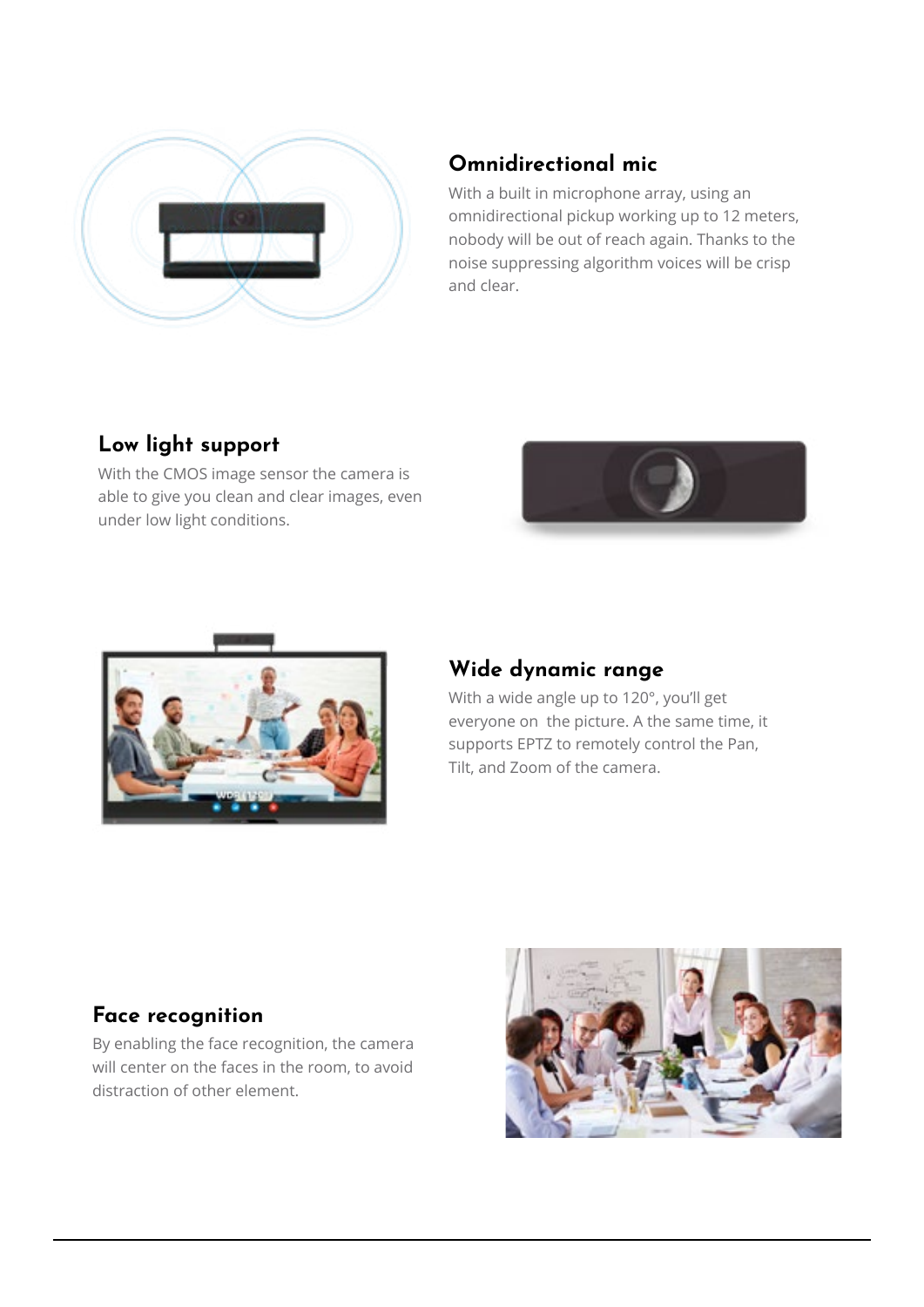## Omnidirectional mic

With a built in microphone array, using an omnidirectional pickup working up to 12 meters, nobody will be out of reach again. Thanks to the noise suppressing algorithm voices will be crisp and clear.

## Low light support

With the CMOS image sensor the camera is able to give you clean and clear images, even under low light conditions.

## Wide dynamic range

With a wide angle up to 120°, you'll get everyone on  the picture. A the same time, it supports EPTZ to remotely control the Pan, Tilt, and Zoom of the camera.

## Face recognition

By enabling the face recognition, the camera will center on the faces in the room, to avoid distraction of other element.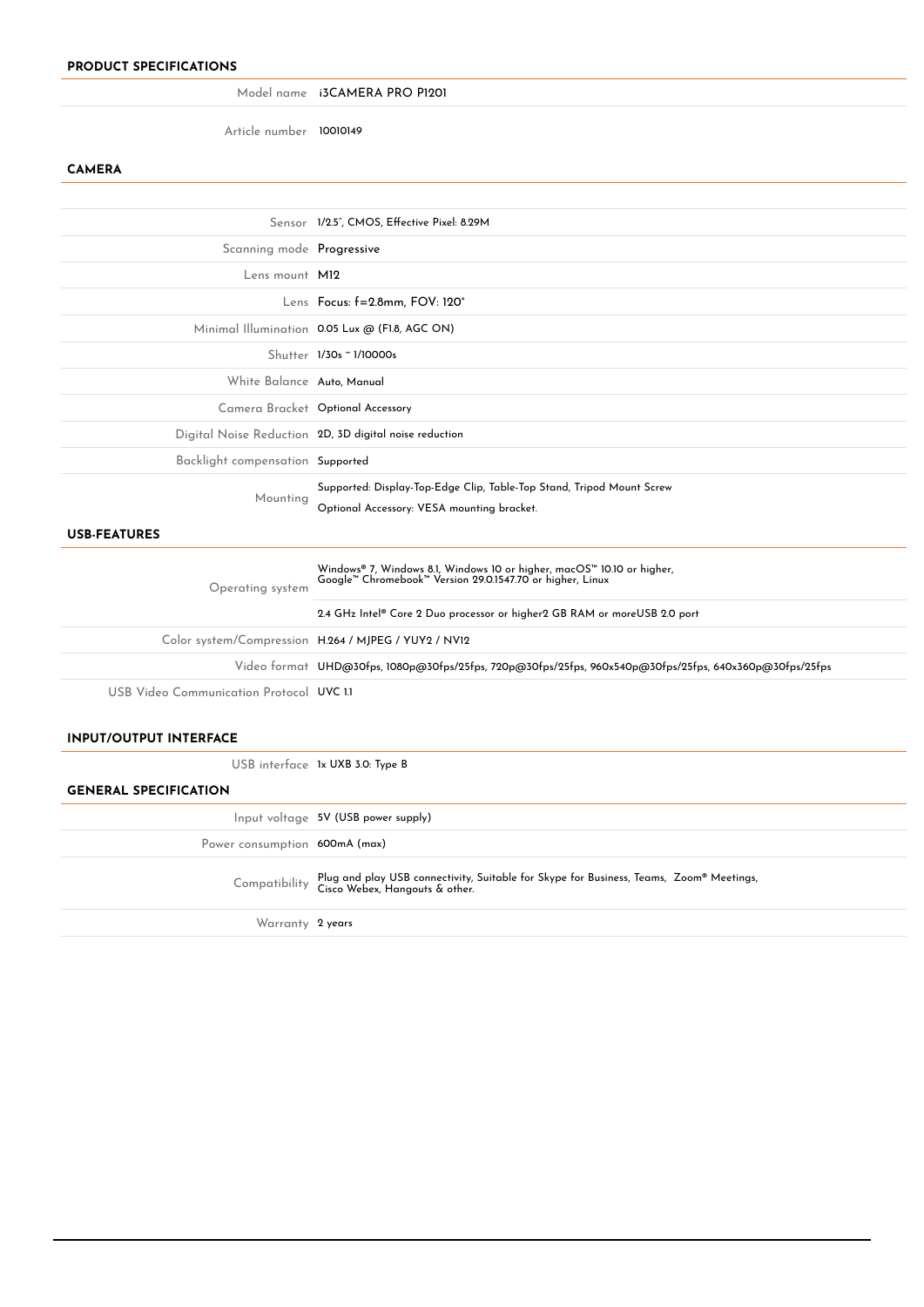## PRODUCT SPECIFICATIONS

| | |
|---|---|
| Model name | i3CAMERA PRO P1201 |
| Article number | 10010149 |

## CAMERA

| | |
|---|---|
| Sensor | 1/2.5", CMOS, Effective Pixel: 8.29M |
| Scanning mode | Progressive |
| Lens mount | M12 |
| Lens | Focus: f=2.8mm, FOV: 120° |
| Minimal Illumination | 0.05 Lux @ (F1.8, AGC ON) |
| Shutter | 1/30s ~ 1/10000s |
| White Balance | Auto, Manual |
| Camera Bracket | Optional Accessory |
| Digital Noise Reduction | 2D, 3D digital noise reduction |
| Backlight compensation | Supported |
| Mounting | Supported: Display-Top-Edge Clip, Table-Top Stand, Tripod Mount Screw<br>Optional Accessory: VESA mounting bracket. |

## USB-FEATURES

| | |
|---|---|
| Operating system | Windows® 7, Windows 8.1, Windows 10 or higher, macOS™ 10.10 or higher, Google™ Chromebook™ Version 29.0.1547.70 or higher, Linux |
| | 2.4 GHz Intel® Core 2 Duo processor or higher2 GB RAM or moreUSB 2.0 port |
| Color system/Compression | H.264 / MJPEG / YUY2 / NV12 |
| Video format | UHD@30fps, 1080p@30fps/25fps, 720p@30fps/25fps, 960x540p@30fps/25fps, 640x360p@30fps/25fps |
| USB Video Communication Protocol | UVC 1.1 |

## INPUT/OUTPUT INTERFACE

| | |
|---|---|
| USB interface | 1x UXB 3.0: Type B |

## GENERAL SPECIFICATION

| | |
|---|---|
| Input voltage | 5V (USB power supply) |
| Power consumption | 600mA (max) |
| Compatibility | Plug and play USB connectivity, Suitable for Skype for Business, Teams, Zoom® Meetings, Cisco Webex, Hangouts & other. |
| Warranty | 2 years |